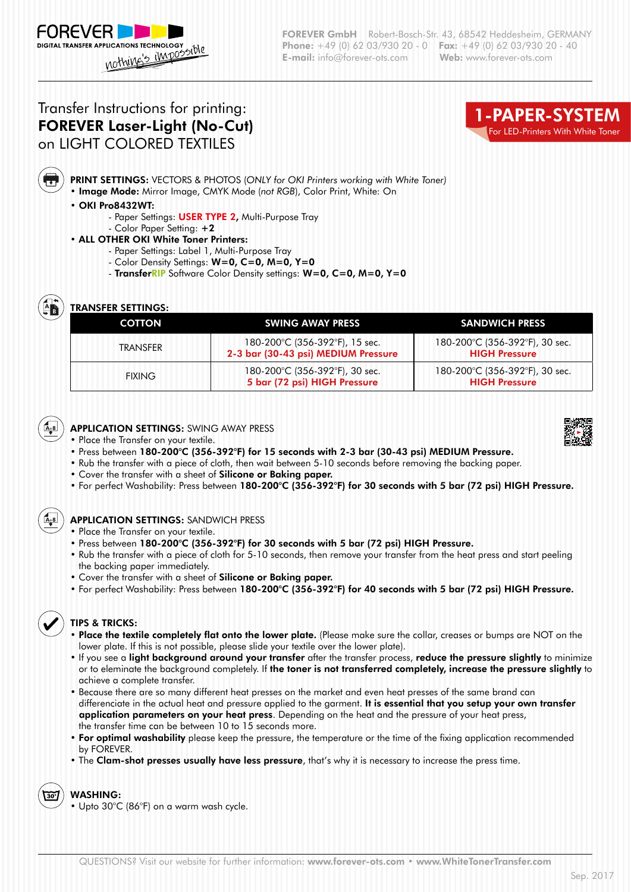FOREVER
DIGITAL TRANSFER APPLICATIONS TECHNOLOGY
nothing's impossible

**FOREVER GmbH** Robert-Bosch-Str. 43, 68542 Heddesheim, GERMANY
**Phone:** +49 (0) 62 03/930 20 - 0 **Fax:** +49 (0) 62 03/930 20 - 40
**E-mail:** info@forever-ots.com **Web:** www.forever-ots.com

# Transfer Instructions for printing: **FOREVER Laser-Light (No-Cut)** on LIGHT COLORED TEXTILES

**1-PAPER-SYSTEM**
For LED-Printers With White Toner

**PRINT SETTINGS:** VECTORS & PHOTOS (*ONLY for OKI Printers working with White Toner*)

- **Image Mode:** Mirror Image, CMYK Mode (*not RGB*), Color Print, White: On
- **OKI Pro8432WT:**
  - Paper Settings: **USER TYPE 2**, Multi-Purpose Tray
  - Color Paper Setting: **+2**
- **ALL OTHER OKI White Toner Printers:**
  - Paper Settings: Label 1, Multi-Purpose Tray
  - Color Density Settings: **W=0, C=0, M=0, Y=0**
  - **TransferRIP** Software Color Density settings: **W=0, C=0, M=0, Y=0**

**TRANSFER SETTINGS:**

| COTTON | SWING AWAY PRESS | SANDWICH PRESS |
|---|---|---|
| TRANSFER | 180-200°C (356-392°F), 15 sec. **2-3 bar (30-43 psi) MEDIUM Pressure** | 180-200°C (356-392°F), 30 sec. **HIGH Pressure** |
| FIXING | 180-200°C (356-392°F), 30 sec. **5 bar (72 psi) HIGH Pressure** | 180-200°C (356-392°F), 30 sec. **HIGH Pressure** |

**APPLICATION SETTINGS:** SWING AWAY PRESS

- Place the Transfer on your textile.
- Press between **180-200°C (356-392°F) for 15 seconds with 2-3 bar (30-43 psi) MEDIUM Pressure.**
- Rub the transfer with a piece of cloth, then wait between 5-10 seconds before removing the backing paper.
- Cover the transfer with a sheet of **Silicone or Baking paper.**
- For perfect Washability: Press between **180-200°C (356-392°F) for 30 seconds with 5 bar (72 psi) HIGH Pressure.**

**APPLICATION SETTINGS:** SANDWICH PRESS

- Place the Transfer on your textile.
- Press between **180-200°C (356-392°F) for 30 seconds with 5 bar (72 psi) HIGH Pressure.**
- Rub the transfer with a piece of cloth for 5-10 seconds, then remove your transfer from the heat press and start peeling the backing paper immediately.
- Cover the transfer with a sheet of **Silicone or Baking paper.**
- For perfect Washability: Press between **180-200°C (356-392°F) for 40 seconds with 5 bar (72 psi) HIGH Pressure.**

**TIPS & TRICKS:**

- **Place the textile completely flat onto the lower plate.** (Please make sure the collar, creases or bumps are NOT on the lower plate. If this is not possible, please slide your textile over the lower plate).
- If you see a **light background around your transfer** after the transfer process, **reduce the pressure slightly** to minimize or to eleminate the background completely. If **the toner is not transferred completely, increase the pressure slightly** to achieve a complete transfer.
- Because there are so many different heat presses on the market and even heat presses of the same brand can differenciate in the actual heat and pressure applied to the garment. **It is essential that you setup your own transfer application parameters on your heat press**. Depending on the heat and the pressure of your heat press, the transfer time can be between 10 to 15 seconds more.
- **For optimal washability** please keep the pressure, the temperature or the time of the fixing application recommended by FOREVER.
- The **Clam-shot presses usually have less pressure**, that's why it is necessary to increase the press time.

**WASHING:**

- Upto 30°C (86°F) on a warm wash cycle.

QUESTIONS? Visit our website for further information: **www.forever-ots.com** • **www.WhiteTonerTransfer.com**

Sep. 2017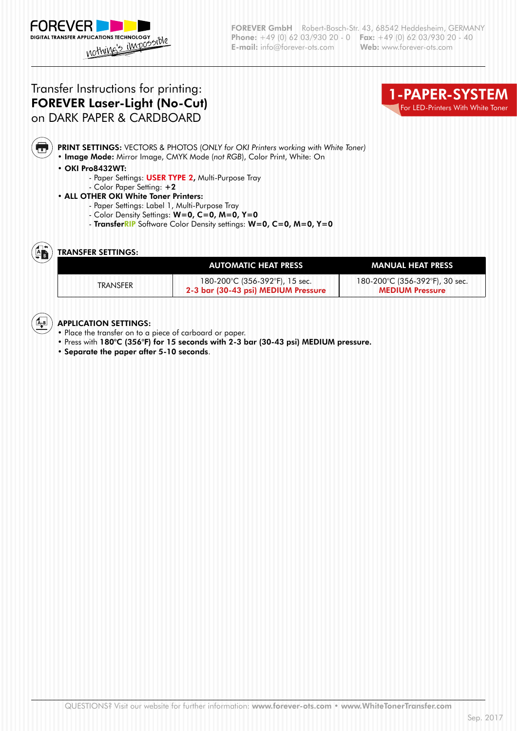Transfer Instructions for printing:
**FOREVER Laser-Light (No-Cut)**
on DARK PAPER & CARDBOARD

**1-PAPER-SYSTEM**
For LED-Printers With White Toner

**PRINT SETTINGS:** VECTORS & PHOTOS (*ONLY for OKI Printers working with White Toner)*

- **Image Mode:** Mirror Image, CMYK Mode (*not RGB*), Color Print, White: On
- **OKI Pro8432WT:**
  - Paper Settings: **USER TYPE 2,** Multi-Purpose Tray
  - Color Paper Setting: **+2**
- **ALL OTHER OKI White Toner Printers:**
  - Paper Settings: Label 1, Multi-Purpose Tray
  - Color Density Settings: **W=0, C=0, M=0, Y=0**
  - **TransferRIP** Software Color Density settings: **W=0, C=0, M=0, Y=0**

**TRANSFER SETTINGS:**

| | AUTOMATIC HEAT PRESS | MANUAL HEAT PRESS |
|---|---|---|
| TRANSFER | 180-200°C (356-392°F), 15 sec. **2-3 bar (30-43 psi) MEDIUM Pressure** | 180-200°C (356-392°F), 30 sec. **MEDIUM Pressure** |

**APPLICATION SETTINGS:**

- Place the transfer on to a piece of carboard or paper.
- Press with **180°C (356°F) for 15 seconds with 2-3 bar (30-43 psi) MEDIUM pressure.**
- **Separate the paper after 5-10 seconds**.

QUESTIONS? Visit our website for further information: **www.forever-ots.com** • **www.WhiteTonerTransfer.com**

Sep. 2017